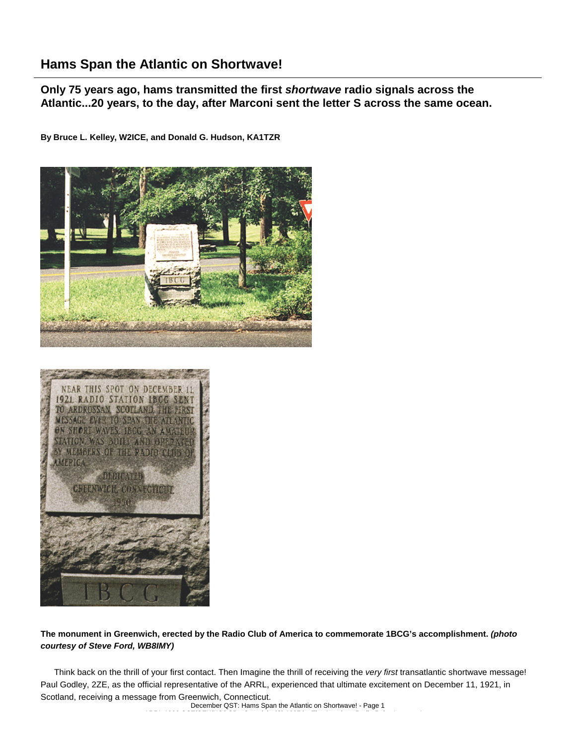# Hams Span the Atlantic on Shortwave!

**Only 75 years ago, hams transmitted the first *shortwave* radio signals across the Atlantic...20 years, to the day, after Marconi sent the letter S across the same ocean.**

**By Bruce L. Kelley, W2ICE, and Donald G. Hudson, KA1TZR**

**The monument in Greenwich, erected by the Radio Club of America to commemorate 1BCG's accomplishment.** ***(photo courtesy of Steve Ford, WB8IMY)***

Think back on the thrill of your first contact. Then Imagine the thrill of receiving the *very first* transatlantic shortwave message! Paul Godley, 2ZE, as the official representative of the ARRL, experienced that ultimate excitement on December 11, 1921, in Scotland, receiving a message from Greenwich, Connecticut.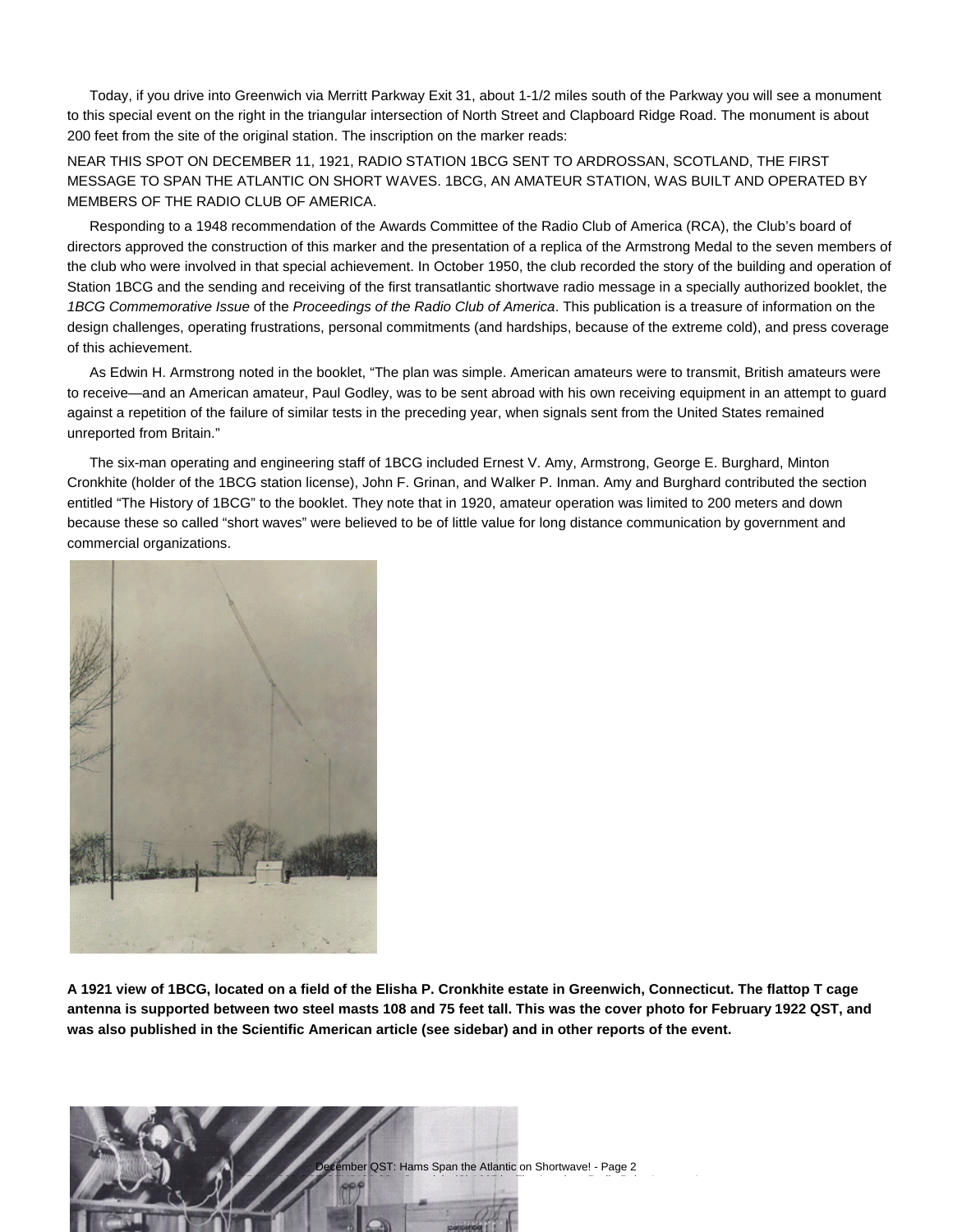Today, if you drive into Greenwich via Merritt Parkway Exit 31, about 1-1/2 miles south of the Parkway you will see a monument to this special event on the right in the triangular intersection of North Street and Clapboard Ridge Road. The monument is about 200 feet from the site of the original station. The inscription on the marker reads:

NEAR THIS SPOT ON DECEMBER 11, 1921, RADIO STATION 1BCG SENT TO ARDROSSAN, SCOTLAND, THE FIRST MESSAGE TO SPAN THE ATLANTIC ON SHORT WAVES. 1BCG, AN AMATEUR STATION, WAS BUILT AND OPERATED BY MEMBERS OF THE RADIO CLUB OF AMERICA.

Responding to a 1948 recommendation of the Awards Committee of the Radio Club of America (RCA), the Club's board of directors approved the construction of this marker and the presentation of a replica of the Armstrong Medal to the seven members of the club who were involved in that special achievement. In October 1950, the club recorded the story of the building and operation of Station 1BCG and the sending and receiving of the first transatlantic shortwave radio message in a specially authorized booklet, the *1BCG Commemorative Issue* of the *Proceedings of the Radio Club of America*. This publication is a treasure of information on the design challenges, operating frustrations, personal commitments (and hardships, because of the extreme cold), and press coverage of this achievement.

As Edwin H. Armstrong noted in the booklet, "The plan was simple. American amateurs were to transmit, British amateurs were to receive—and an American amateur, Paul Godley, was to be sent abroad with his own receiving equipment in an attempt to guard against a repetition of the failure of similar tests in the preceding year, when signals sent from the United States remained unreported from Britain."

The six-man operating and engineering staff of 1BCG included Ernest V. Amy, Armstrong, George E. Burghard, Minton Cronkhite (holder of the 1BCG station license), John F. Grinan, and Walker P. Inman. Amy and Burghard contributed the section entitled "The History of 1BCG" to the booklet. They note that in 1920, amateur operation was limited to 200 meters and down because these so called "short waves" were believed to be of little value for long distance communication by government and commercial organizations.

**A 1921 view of 1BCG, located on a field of the Elisha P. Cronkhite estate in Greenwich, Connecticut. The flattop T cage antenna is supported between two steel masts 108 and 75 feet tall. This was the cover photo for February 1922 QST, and was also published in the Scientific American article (see sidebar) and in other reports of the event.**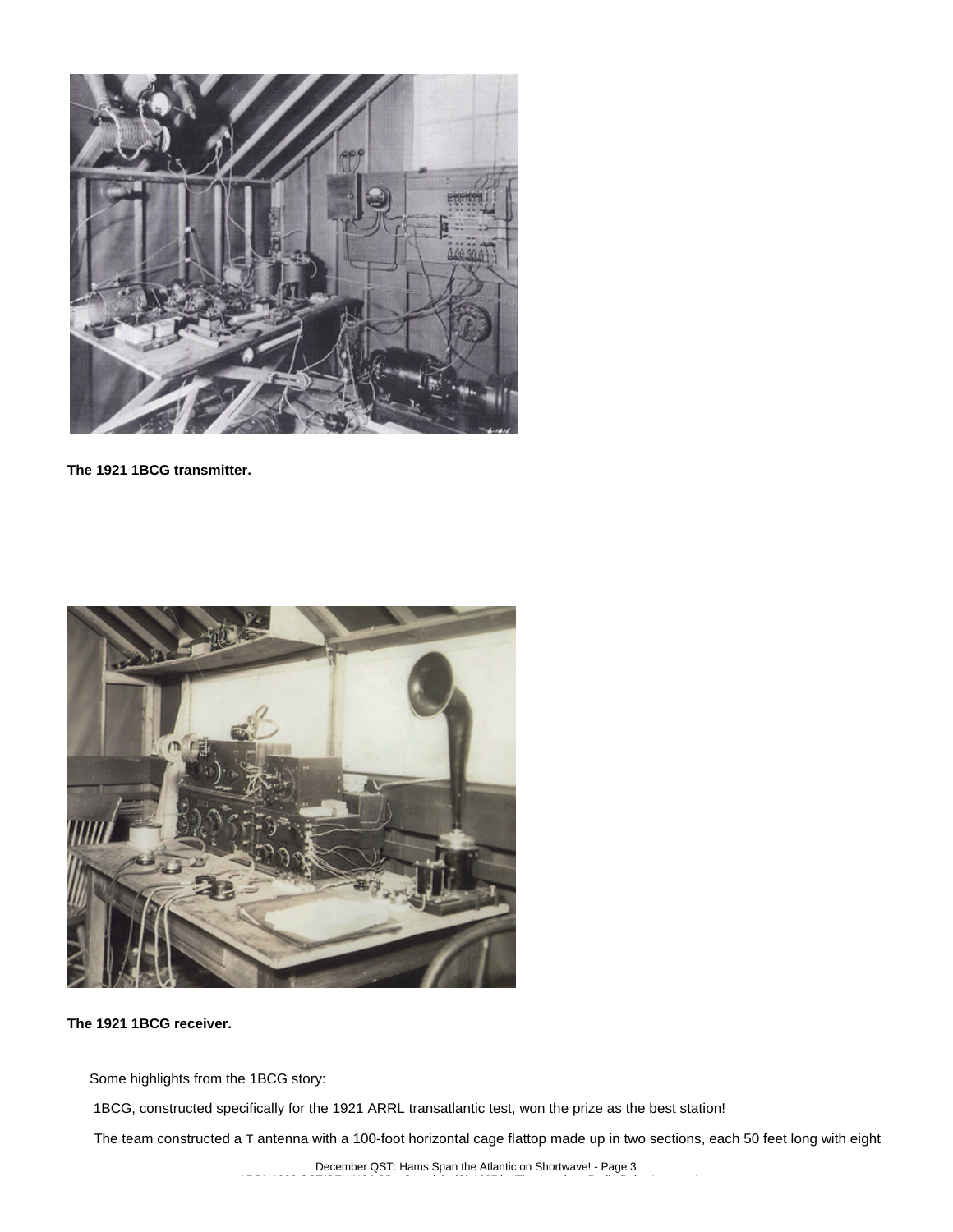**The 1921 1BCG transmitter.**

**The 1921 1BCG receiver.**

Some highlights from the 1BCG story:

1BCG, constructed specifically for the 1921 ARRL transatlantic test, won the prize as the best station!

The team constructed a T antenna with a 100-foot horizontal cage flattop made up in two sections, each 50 feet long with eight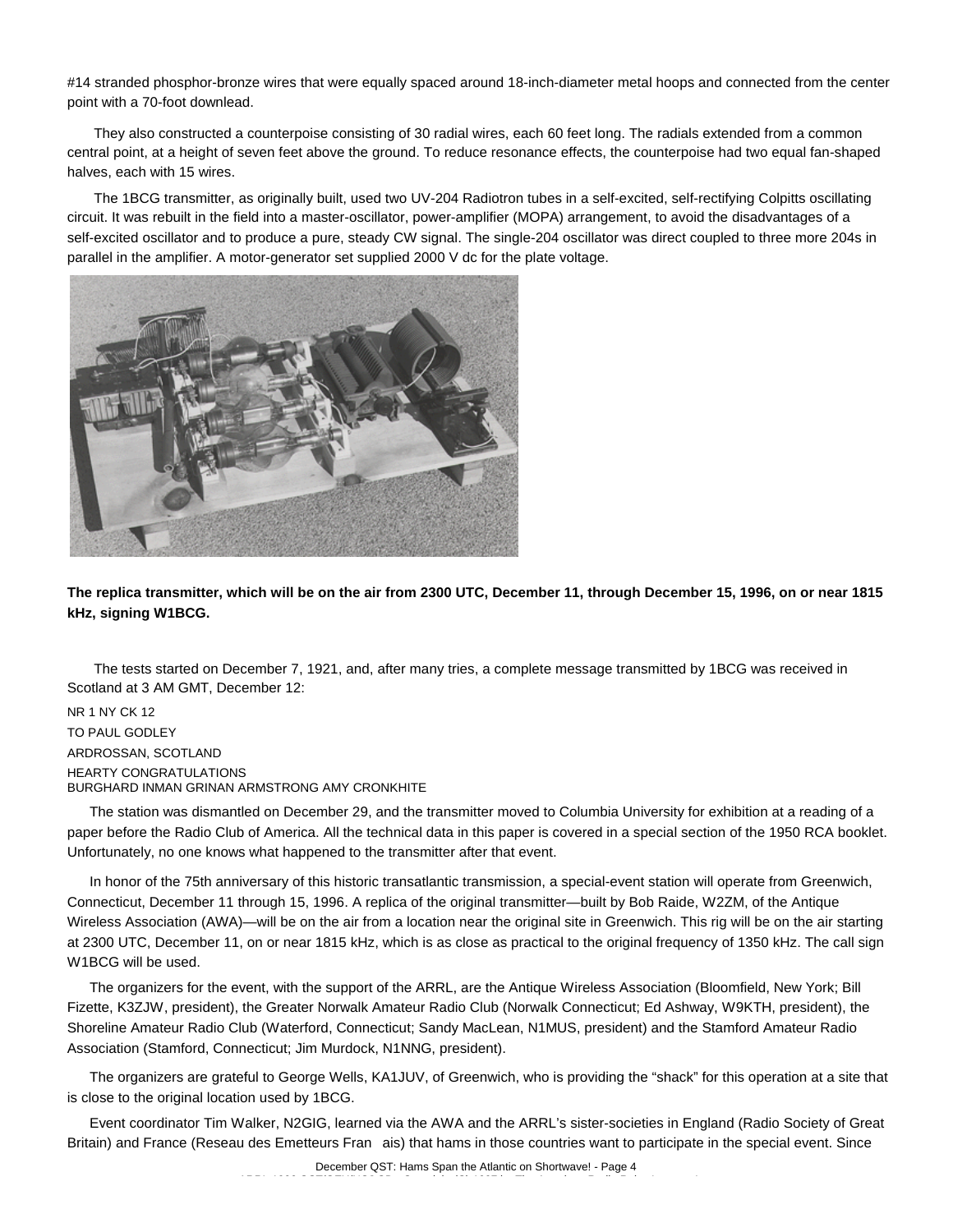#14 stranded phosphor-bronze wires that were equally spaced around 18-inch-diameter metal hoops and connected from the center point with a 70-foot downlead.

They also constructed a counterpoise consisting of 30 radial wires, each 60 feet long. The radials extended from a common central point, at a height of seven feet above the ground. To reduce resonance effects, the counterpoise had two equal fan-shaped halves, each with 15 wires.

The 1BCG transmitter, as originally built, used two UV-204 Radiotron tubes in a self-excited, self-rectifying Colpitts oscillating circuit. It was rebuilt in the field into a master-oscillator, power-amplifier (MOPA) arrangement, to avoid the disadvantages of a self-excited oscillator and to produce a pure, steady CW signal. The single-204 oscillator was direct coupled to three more 204s in parallel in the amplifier. A motor-generator set supplied 2000 V dc for the plate voltage.

**The replica transmitter, which will be on the air from 2300 UTC, December 11, through December 15, 1996, on or near 1815 kHz, signing W1BCG.**

The tests started on December 7, 1921, and, after many tries, a complete message transmitted by 1BCG was received in Scotland at 3 AM GMT, December 12:

NR 1 NY CK 12
TO PAUL GODLEY
ARDROSSAN, SCOTLAND
HEARTY CONGRATULATIONS
BURGHARD INMAN GRINAN ARMSTRONG AMY CRONKHITE

The station was dismantled on December 29, and the transmitter moved to Columbia University for exhibition at a reading of a paper before the Radio Club of America. All the technical data in this paper is covered in a special section of the 1950 RCA booklet. Unfortunately, no one knows what happened to the transmitter after that event.

In honor of the 75th anniversary of this historic transatlantic transmission, a special-event station will operate from Greenwich, Connecticut, December 11 through 15, 1996. A replica of the original transmitter—built by Bob Raide, W2ZM, of the Antique Wireless Association (AWA)—will be on the air from a location near the original site in Greenwich. This rig will be on the air starting at 2300 UTC, December 11, on or near 1815 kHz, which is as close as practical to the original frequency of 1350 kHz. The call sign W1BCG will be used.

The organizers for the event, with the support of the ARRL, are the Antique Wireless Association (Bloomfield, New York; Bill Fizette, K3ZJW, president), the Greater Norwalk Amateur Radio Club (Norwalk Connecticut; Ed Ashway, W9KTH, president), the Shoreline Amateur Radio Club (Waterford, Connecticut; Sandy MacLean, N1MUS, president) and the Stamford Amateur Radio Association (Stamford, Connecticut; Jim Murdock, N1NNG, president).

The organizers are grateful to George Wells, KA1JUV, of Greenwich, who is providing the "shack" for this operation at a site that is close to the original location used by 1BCG.

Event coordinator Tim Walker, N2GIG, learned via the AWA and the ARRL's sister-societies in England (Radio Society of Great Britain) and France (Reseau des Emetteurs Français) that hams in those countries want to participate in the special event. Since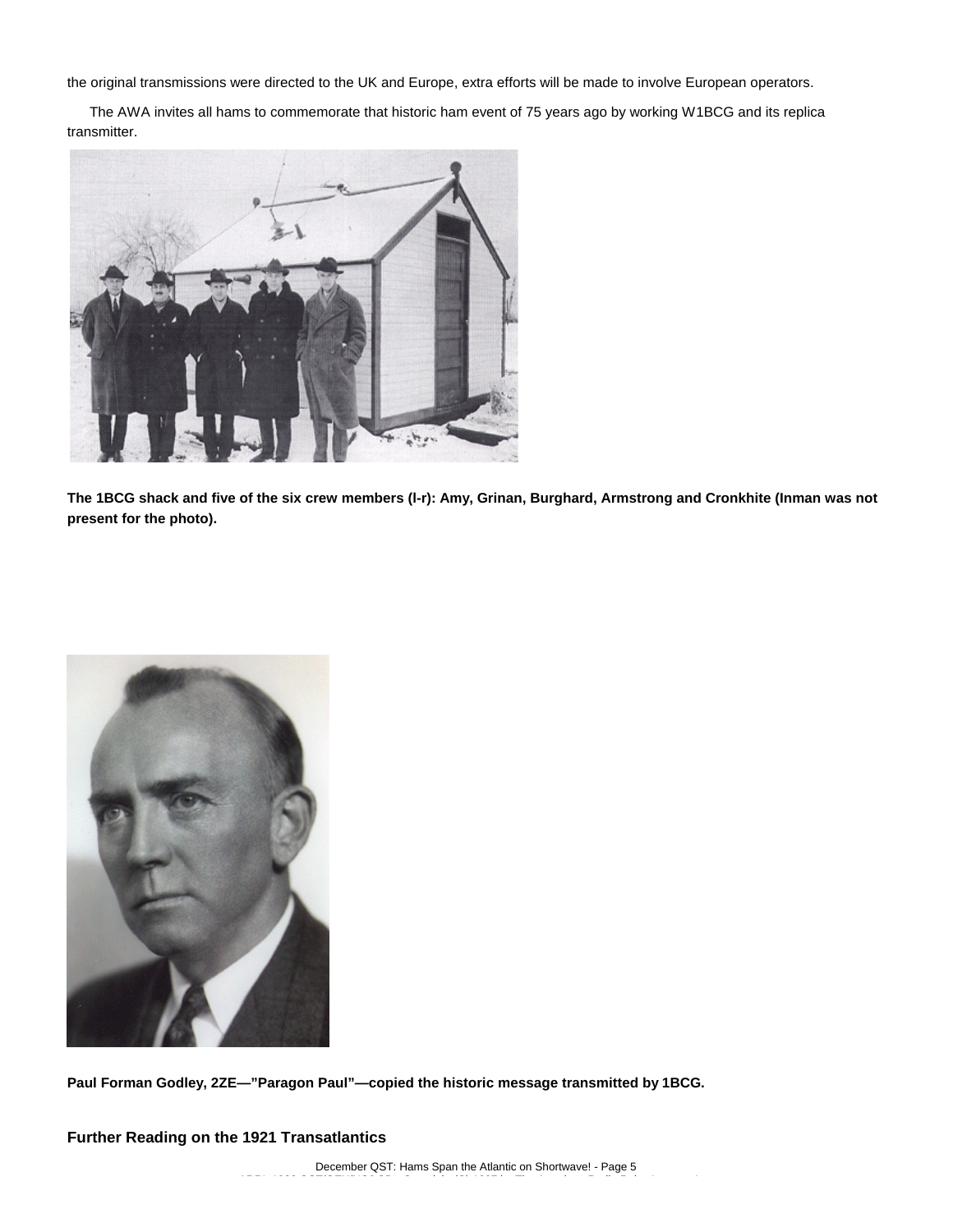the original transmissions were directed to the UK and Europe, extra efforts will be made to involve European operators.

The AWA invites all hams to commemorate that historic ham event of 75 years ago by working W1BCG and its replica transmitter.

**The 1BCG shack and five of the six crew members (l-r): Amy, Grinan, Burghard, Armstrong and Cronkhite (Inman was not present for the photo).**

**Paul Forman Godley, 2ZE—”Paragon Paul”—copied the historic message transmitted by 1BCG.**

### Further Reading on the 1921 Transatlantics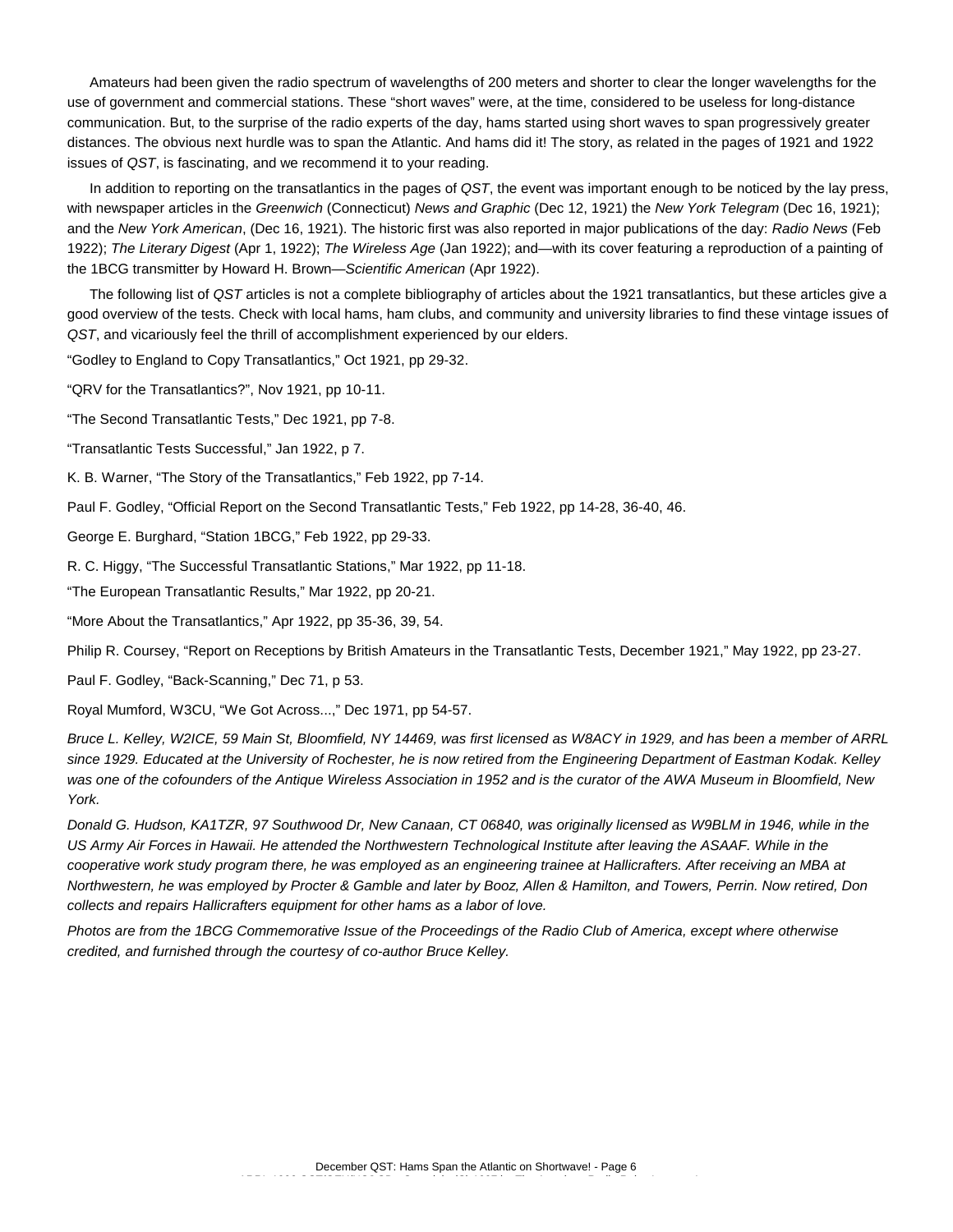Amateurs had been given the radio spectrum of wavelengths of 200 meters and shorter to clear the longer wavelengths for the use of government and commercial stations. These "short waves" were, at the time, considered to be useless for long-distance communication. But, to the surprise of the radio experts of the day, hams started using short waves to span progressively greater distances. The obvious next hurdle was to span the Atlantic. And hams did it! The story, as related in the pages of 1921 and 1922 issues of *QST*, is fascinating, and we recommend it to your reading.

In addition to reporting on the transatlantics in the pages of *QST*, the event was important enough to be noticed by the lay press, with newspaper articles in the *Greenwich* (Connecticut) *News and Graphic* (Dec 12, 1921) the *New York Telegram* (Dec 16, 1921); and the *New York American*, (Dec 16, 1921). The historic first was also reported in major publications of the day: *Radio News* (Feb 1922); *The Literary Digest* (Apr 1, 1922); *The Wireless Age* (Jan 1922); and—with its cover featuring a reproduction of a painting of the 1BCG transmitter by Howard H. Brown—*Scientific American* (Apr 1922).

The following list of *QST* articles is not a complete bibliography of articles about the 1921 transatlantics, but these articles give a good overview of the tests. Check with local hams, ham clubs, and community and university libraries to find these vintage issues of *QST*, and vicariously feel the thrill of accomplishment experienced by our elders.

"Godley to England to Copy Transatlantics," Oct 1921, pp 29-32.

"QRV for the Transatlantics?", Nov 1921, pp 10-11.

"The Second Transatlantic Tests," Dec 1921, pp 7-8.

"Transatlantic Tests Successful," Jan 1922, p 7.

K. B. Warner, "The Story of the Transatlantics," Feb 1922, pp 7-14.

Paul F. Godley, "Official Report on the Second Transatlantic Tests," Feb 1922, pp 14-28, 36-40, 46.

George E. Burghard, "Station 1BCG," Feb 1922, pp 29-33.

R. C. Higgy, "The Successful Transatlantic Stations," Mar 1922, pp 11-18.

"The European Transatlantic Results," Mar 1922, pp 20-21.

"More About the Transatlantics," Apr 1922, pp 35-36, 39, 54.

Philip R. Coursey, "Report on Receptions by British Amateurs in the Transatlantic Tests, December 1921," May 1922, pp 23-27.

Paul F. Godley, "Back-Scanning," Dec 71, p 53.

Royal Mumford, W3CU, "We Got Across...," Dec 1971, pp 54-57.

*Bruce L. Kelley, W2ICE, 59 Main St, Bloomfield, NY 14469, was first licensed as W8ACY in 1929, and has been a member of ARRL since 1929. Educated at the University of Rochester, he is now retired from the Engineering Department of Eastman Kodak. Kelley was one of the cofounders of the Antique Wireless Association in 1952 and is the curator of the AWA Museum in Bloomfield, New York.*

*Donald G. Hudson, KA1TZR, 97 Southwood Dr, New Canaan, CT 06840, was originally licensed as W9BLM in 1946, while in the US Army Air Forces in Hawaii. He attended the Northwestern Technological Institute after leaving the ASAAF. While in the cooperative work study program there, he was employed as an engineering trainee at Hallicrafters. After receiving an MBA at Northwestern, he was employed by Procter & Gamble and later by Booz, Allen & Hamilton, and Towers, Perrin. Now retired, Don collects and repairs Hallicrafters equipment for other hams as a labor of love.*

*Photos are from the 1BCG Commemorative Issue of the Proceedings of the Radio Club of America, except where otherwise credited, and furnished through the courtesy of co-author Bruce Kelley.*